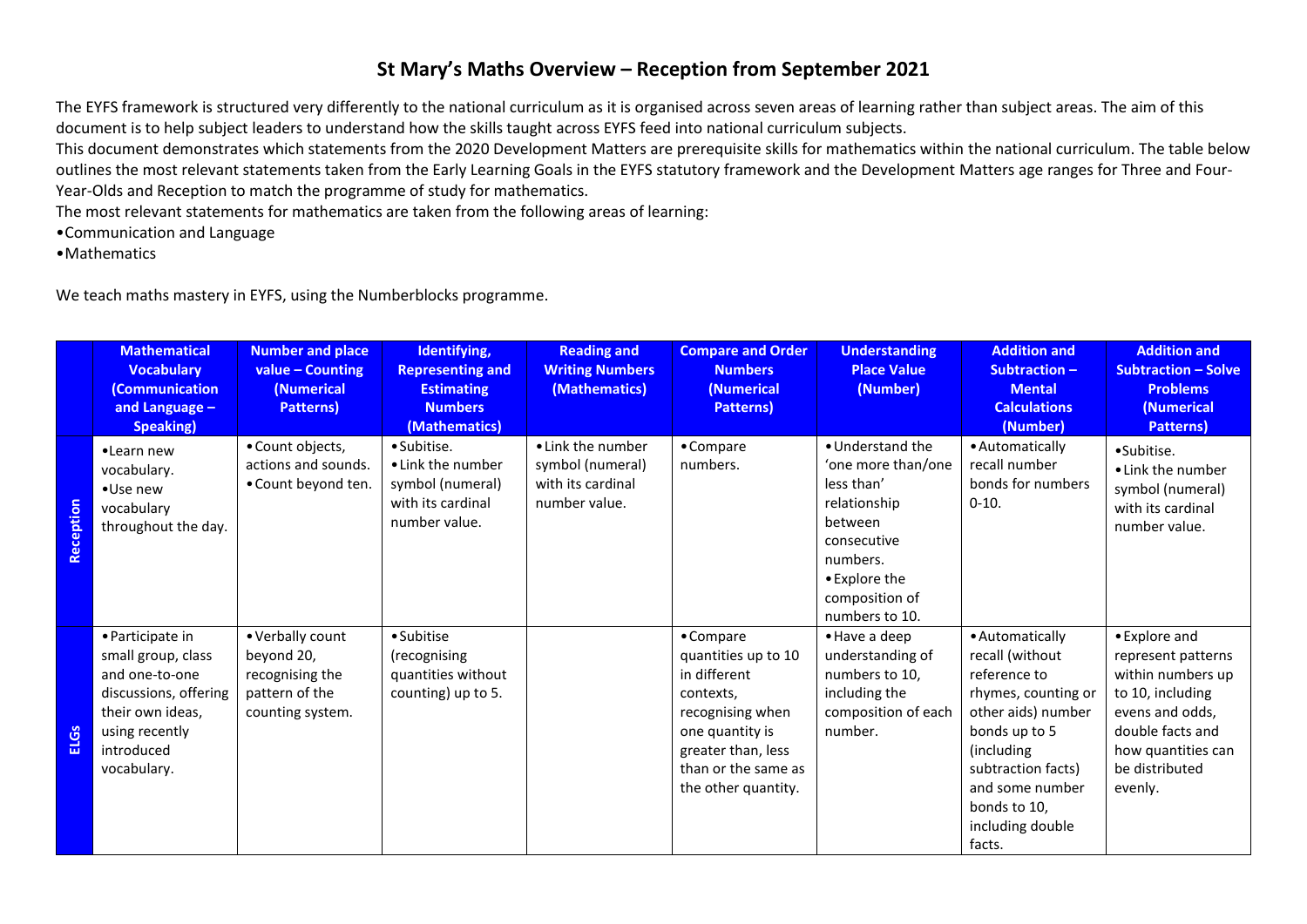# St Mary's Maths Overview – Reception from September 2021

The EYFS framework is structured very differently to the national curriculum as it is organised across seven areas of learning rather than subject areas. The aim of this document is to help subject leaders to understand how the skills taught across EYFS feed into national curriculum subjects.

This document demonstrates which statements from the 2020 Development Matters are prerequisite skills for mathematics within the national curriculum. The table below outlines the most relevant statements taken from the Early Learning Goals in the EYFS statutory framework and the Development Matters age ranges for Three and Four-Year-Olds and Reception to match the programme of study for mathematics.

The most relevant statements for mathematics are taken from the following areas of learning:

- Communication and Language
- Mathematics

We teach maths mastery in EYFS, using the Numberblocks programme.

| | Mathematical Vocabulary (Communication and Language – Speaking) | Number and place value – Counting (Numerical Patterns) | Identifying, Representing and Estimating Numbers (Mathematics) | Reading and Writing Numbers (Mathematics) | Compare and Order Numbers (Numerical Patterns) | Understanding Place Value (Number) | Addition and Subtraction – Mental Calculations (Number) | Addition and Subtraction – Solve Problems (Numerical Patterns) |
|---|---|---|---|---|---|---|---|---|
| **Reception** | • Learn new vocabulary.<br>• Use new vocabulary throughout the day. | • Count objects, actions and sounds.<br>• Count beyond ten. | • Subitise.<br>• Link the number symbol (numeral) with its cardinal number value. | • Link the number symbol (numeral) with its cardinal number value. | • Compare numbers. | • Understand the 'one more than/one less than' relationship between consecutive numbers.<br>• Explore the composition of numbers to 10. | • Automatically recall number bonds for numbers 0-10. | • Subitise.<br>• Link the number symbol (numeral) with its cardinal number value. |
| **ELGs** | • Participate in small group, class and one-to-one discussions, offering their own ideas, using recently introduced vocabulary. | • Verbally count beyond 20, recognising the pattern of the counting system. | • Subitise (recognising quantities without counting) up to 5. | | • Compare quantities up to 10 in different contexts, recognising when one quantity is greater than, less than or the same as the other quantity. | • Have a deep understanding of numbers to 10, including the composition of each number. | • Automatically recall (without reference to rhymes, counting or other aids) number bonds up to 5 (including subtraction facts) and some number bonds to 10, including double facts. | • Explore and represent patterns within numbers up to 10, including evens and odds, double facts and how quantities can be distributed evenly. |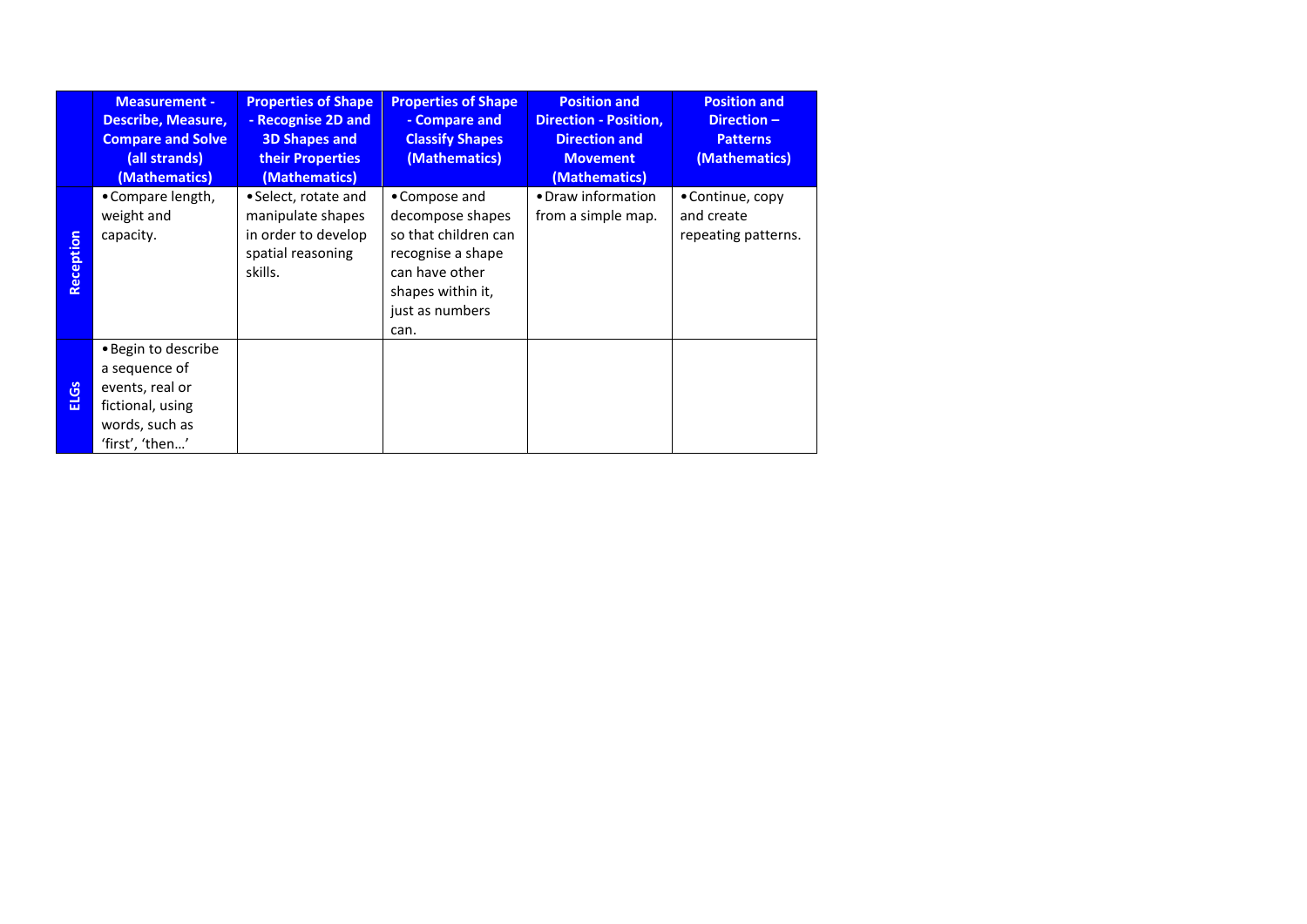| | Measurement - Describe, Measure, Compare and Solve (all strands) (Mathematics) | Properties of Shape - Recognise 2D and 3D Shapes and their Properties (Mathematics) | Properties of Shape - Compare and Classify Shapes (Mathematics) | Position and Direction - Position, Direction and Movement (Mathematics) | Position and Direction – Patterns (Mathematics) |
|---|---|---|---|---|---|
| Reception | • Compare length, weight and capacity. | • Select, rotate and manipulate shapes in order to develop spatial reasoning skills. | • Compose and decompose shapes so that children can recognise a shape can have other shapes within it, just as numbers can. | • Draw information from a simple map. | • Continue, copy and create repeating patterns. |
| ELGs | • Begin to describe a sequence of events, real or fictional, using words, such as 'first', 'then…' | | | | |